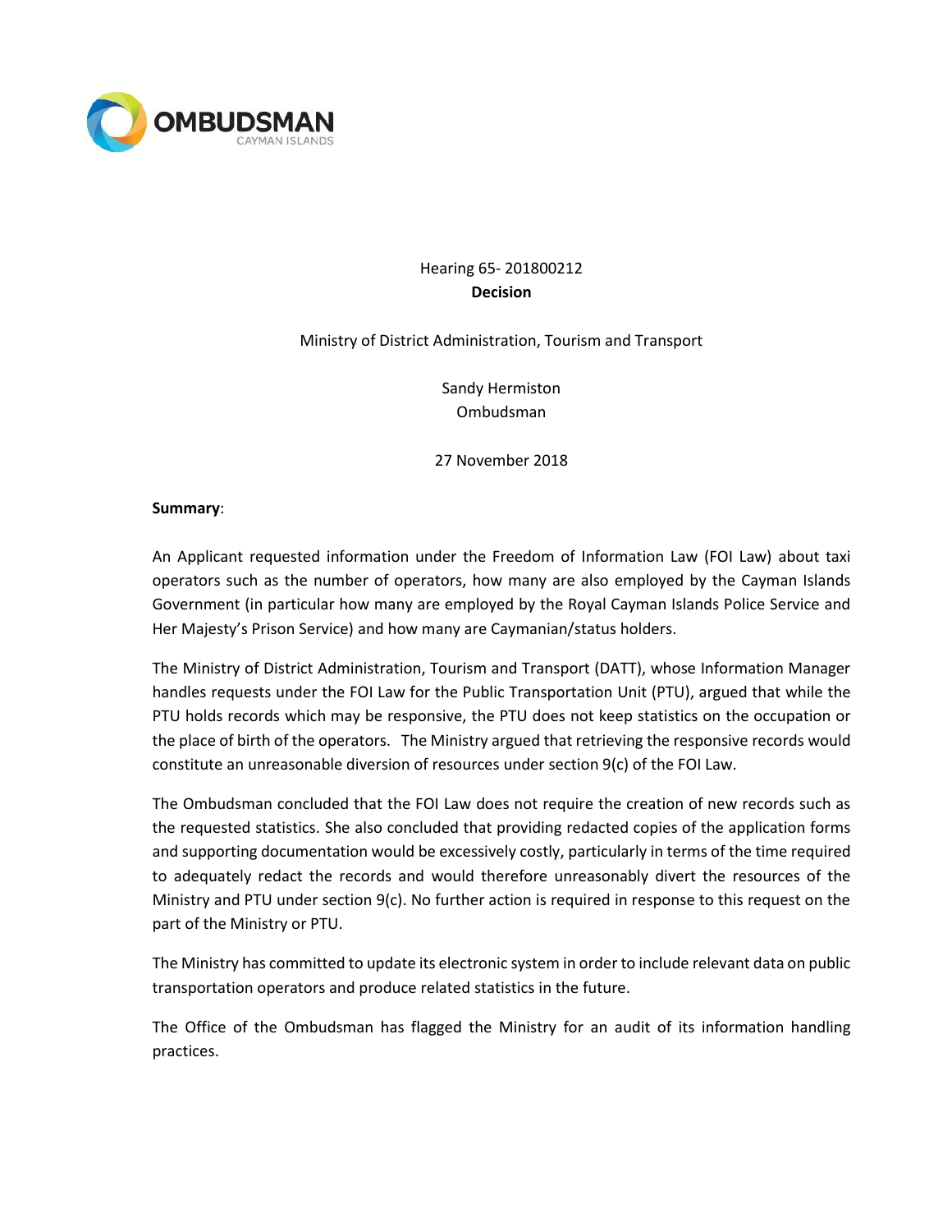OMBUDSMAN
CAYMAN ISLANDS

Hearing 65- 201800212
**Decision**

Ministry of District Administration, Tourism and Transport

Sandy Hermiston
Ombudsman

27 November 2018

**Summary**:

An Applicant requested information under the Freedom of Information Law (FOI Law) about taxi operators such as the number of operators, how many are also employed by the Cayman Islands Government (in particular how many are employed by the Royal Cayman Islands Police Service and Her Majesty's Prison Service) and how many are Caymanian/status holders.

The Ministry of District Administration, Tourism and Transport (DATT), whose Information Manager handles requests under the FOI Law for the Public Transportation Unit (PTU), argued that while the PTU holds records which may be responsive, the PTU does not keep statistics on the occupation or the place of birth of the operators. The Ministry argued that retrieving the responsive records would constitute an unreasonable diversion of resources under section 9(c) of the FOI Law.

The Ombudsman concluded that the FOI Law does not require the creation of new records such as the requested statistics. She also concluded that providing redacted copies of the application forms and supporting documentation would be excessively costly, particularly in terms of the time required to adequately redact the records and would therefore unreasonably divert the resources of the Ministry and PTU under section 9(c). No further action is required in response to this request on the part of the Ministry or PTU.

The Ministry has committed to update its electronic system in order to include relevant data on public transportation operators and produce related statistics in the future.

The Office of the Ombudsman has flagged the Ministry for an audit of its information handling practices.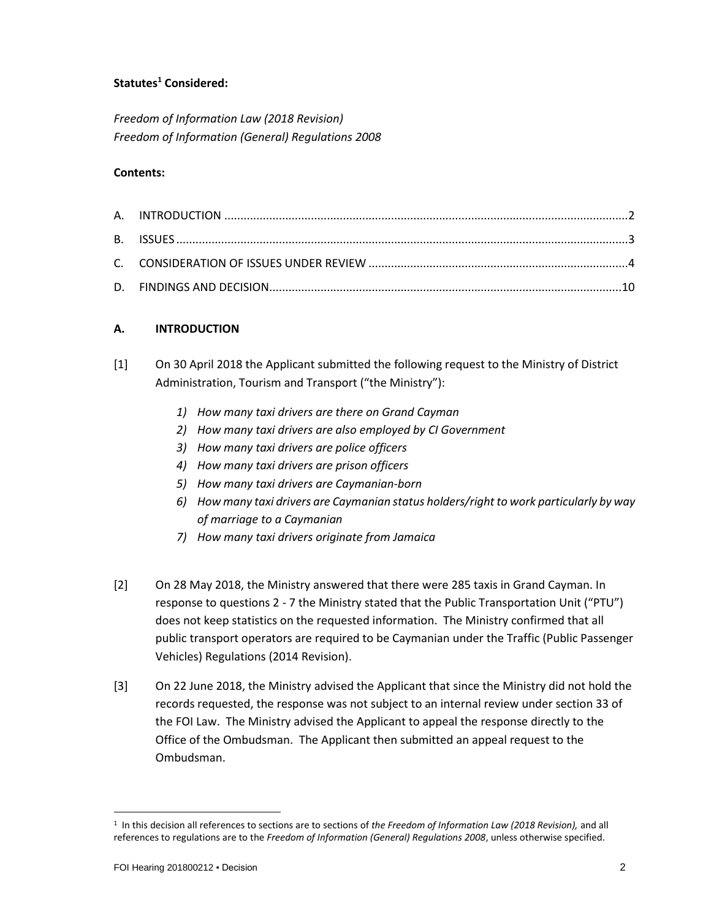**Statutes[1] Considered:**

*Freedom of Information Law (2018 Revision)*
*Freedom of Information (General) Regulations 2008*

**Contents:**

A. INTRODUCTION ........................................................................................................................2
B. ISSUES ........................................................................................................................................3
C. CONSIDERATION OF ISSUES UNDER REVIEW ...............................................................................4
D. FINDINGS AND DECISION..........................................................................................................10

## A. INTRODUCTION

[1] On 30 April 2018 the Applicant submitted the following request to the Ministry of District Administration, Tourism and Transport ("the Ministry"):

*1) How many taxi drivers are there on Grand Cayman*
*2) How many taxi drivers are also employed by CI Government*
*3) How many taxi drivers are police officers*
*4) How many taxi drivers are prison officers*
*5) How many taxi drivers are Caymanian-born*
*6) How many taxi drivers are Caymanian status holders/right to work particularly by way of marriage to a Caymanian*
*7) How many taxi drivers originate from Jamaica*

[2] On 28 May 2018, the Ministry answered that there were 285 taxis in Grand Cayman. In response to questions 2 - 7 the Ministry stated that the Public Transportation Unit ("PTU") does not keep statistics on the requested information. The Ministry confirmed that all public transport operators are required to be Caymanian under the Traffic (Public Passenger Vehicles) Regulations (2014 Revision).

[3] On 22 June 2018, the Ministry advised the Applicant that since the Ministry did not hold the records requested, the response was not subject to an internal review under section 33 of the FOI Law. The Ministry advised the Applicant to appeal the response directly to the Office of the Ombudsman. The Applicant then submitted an appeal request to the Ombudsman.

---

[1] In this decision all references to sections are to sections of *the Freedom of Information Law (2018 Revision),* and all references to regulations are to the *Freedom of Information (General) Regulations 2008*, unless otherwise specified.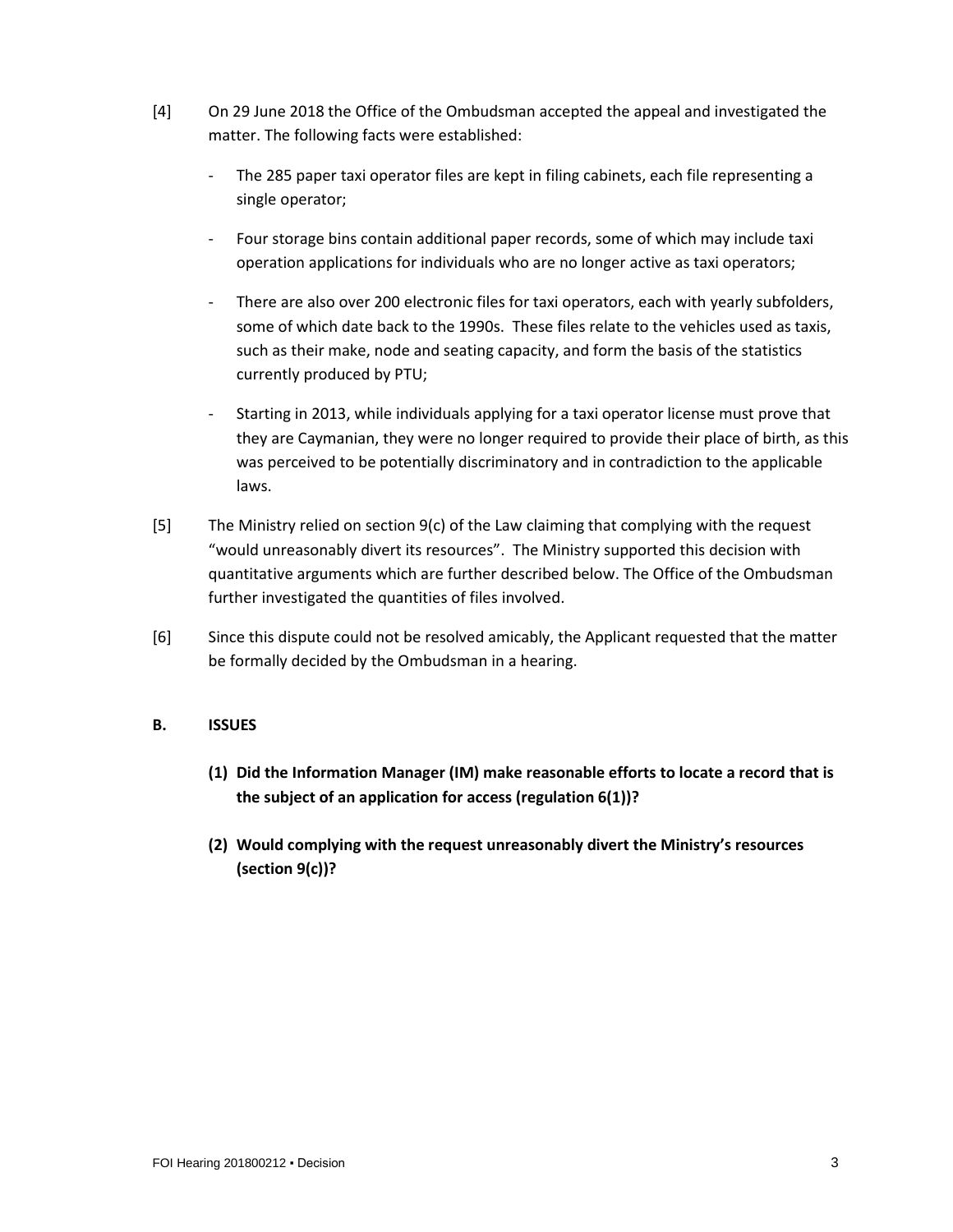[4] On 29 June 2018 the Office of the Ombudsman accepted the appeal and investigated the matter. The following facts were established:

- The 285 paper taxi operator files are kept in filing cabinets, each file representing a single operator;
- Four storage bins contain additional paper records, some of which may include taxi operation applications for individuals who are no longer active as taxi operators;
- There are also over 200 electronic files for taxi operators, each with yearly subfolders, some of which date back to the 1990s. These files relate to the vehicles used as taxis, such as their make, node and seating capacity, and form the basis of the statistics currently produced by PTU;
- Starting in 2013, while individuals applying for a taxi operator license must prove that they are Caymanian, they were no longer required to provide their place of birth, as this was perceived to be potentially discriminatory and in contradiction to the applicable laws.

[5] The Ministry relied on section 9(c) of the Law claiming that complying with the request "would unreasonably divert its resources". The Ministry supported this decision with quantitative arguments which are further described below. The Office of the Ombudsman further investigated the quantities of files involved.

[6] Since this dispute could not be resolved amicably, the Applicant requested that the matter be formally decided by the Ombudsman in a hearing.

## B. ISSUES

1. **Did the Information Manager (IM) make reasonable efforts to locate a record that is the subject of an application for access (regulation 6(1))?**
2. **Would complying with the request unreasonably divert the Ministry's resources (section 9(c))?**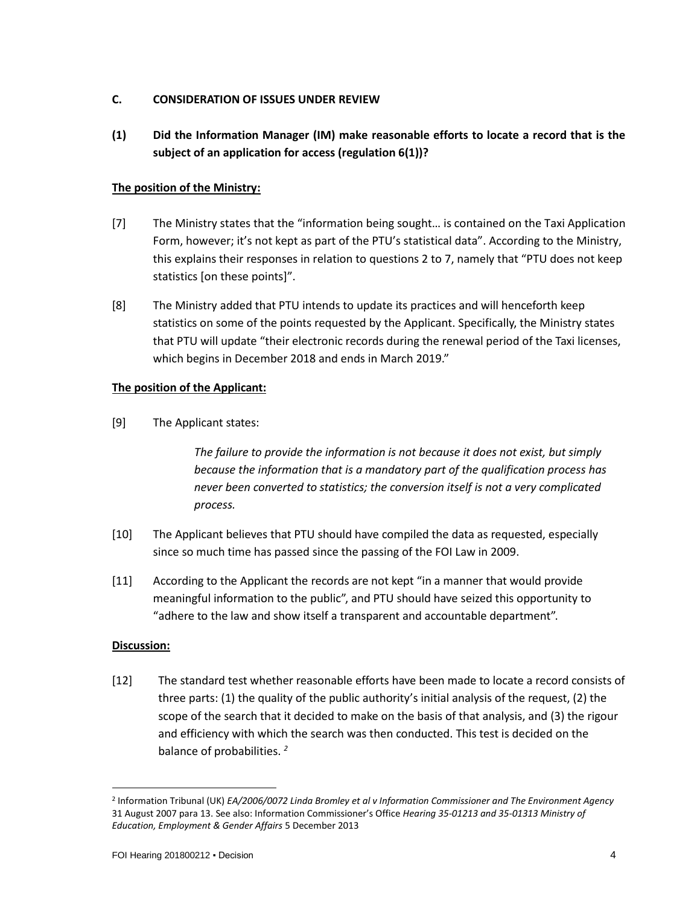## C. CONSIDERATION OF ISSUES UNDER REVIEW

### (1) Did the Information Manager (IM) make reasonable efforts to locate a record that is the subject of an application for access (regulation 6(1))?

**The position of the Ministry:**

[7] The Ministry states that the "information being sought… is contained on the Taxi Application Form, however; it's not kept as part of the PTU's statistical data". According to the Ministry, this explains their responses in relation to questions 2 to 7, namely that "PTU does not keep statistics [on these points]".

[8] The Ministry added that PTU intends to update its practices and will henceforth keep statistics on some of the points requested by the Applicant. Specifically, the Ministry states that PTU will update "their electronic records during the renewal period of the Taxi licenses, which begins in December 2018 and ends in March 2019."

**The position of the Applicant:**

[9] The Applicant states:

> *The failure to provide the information is not because it does not exist, but simply because the information that is a mandatory part of the qualification process has never been converted to statistics; the conversion itself is not a very complicated process.*

[10] The Applicant believes that PTU should have compiled the data as requested, especially since so much time has passed since the passing of the FOI Law in 2009.

[11] According to the Applicant the records are not kept "in a manner that would provide meaningful information to the public", and PTU should have seized this opportunity to "adhere to the law and show itself a transparent and accountable department".

**Discussion:**

[12] The standard test whether reasonable efforts have been made to locate a record consists of three parts: (1) the quality of the public authority's initial analysis of the request, (2) the scope of the search that it decided to make on the basis of that analysis, and (3) the rigour and efficiency with which the search was then conducted. This test is decided on the balance of probabilities.[2]

---

[2] Information Tribunal (UK) *EA/2006/0072 Linda Bromley et al v Information Commissioner and The Environment Agency* 31 August 2007 para 13. See also: Information Commissioner's Office *Hearing 35-01213 and 35-01313 Ministry of Education, Employment & Gender Affairs* 5 December 2013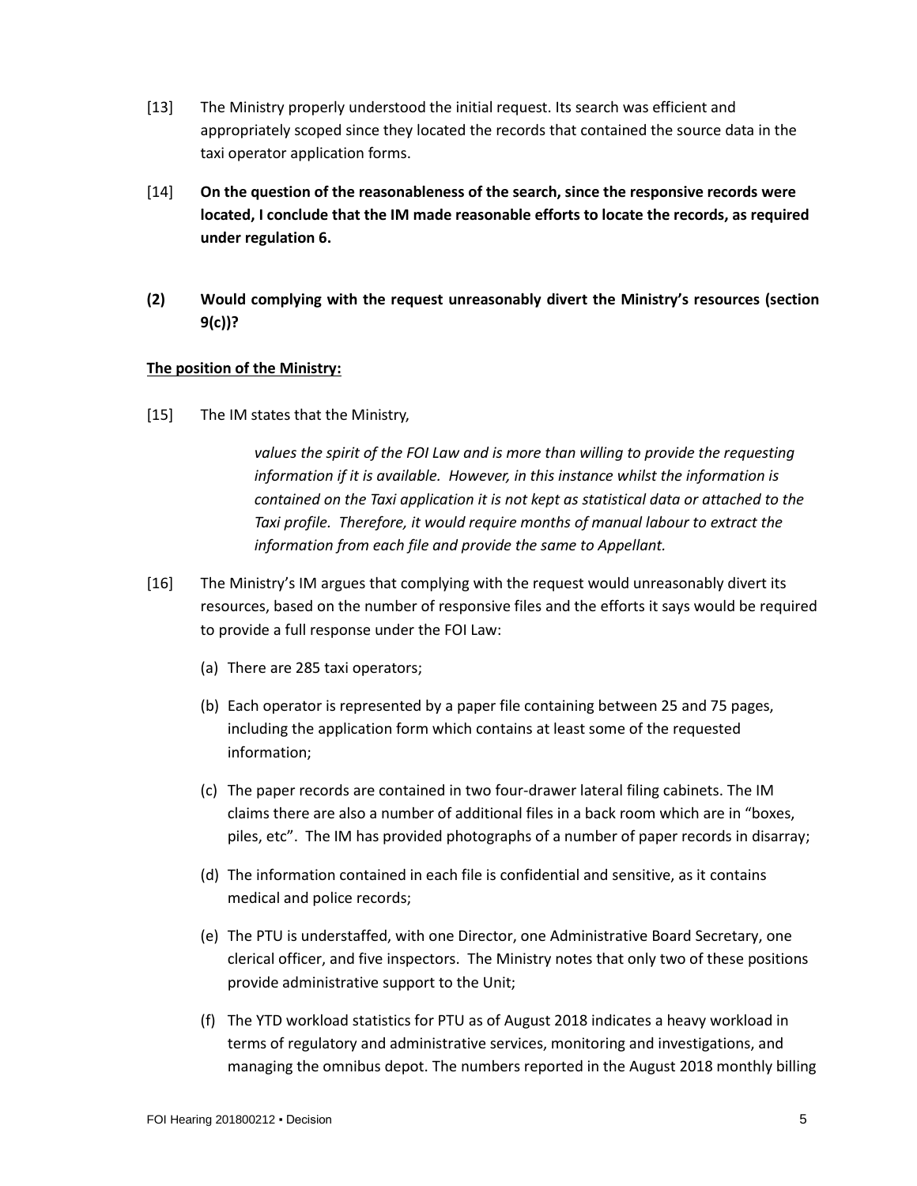[13] The Ministry properly understood the initial request. Its search was efficient and appropriately scoped since they located the records that contained the source data in the taxi operator application forms.

[14] **On the question of the reasonableness of the search, since the responsive records were located, I conclude that the IM made reasonable efforts to locate the records, as required under regulation 6.**

**(2) Would complying with the request unreasonably divert the Ministry's resources (section 9(c))?**

**<u>The position of the Ministry:</u>**

[15] The IM states that the Ministry,

> *values the spirit of the FOI Law and is more than willing to provide the requesting information if it is available. However, in this instance whilst the information is contained on the Taxi application it is not kept as statistical data or attached to the Taxi profile. Therefore, it would require months of manual labour to extract the information from each file and provide the same to Appellant.*

[16] The Ministry's IM argues that complying with the request would unreasonably divert its resources, based on the number of responsive files and the efforts it says would be required to provide a full response under the FOI Law:

(a) There are 285 taxi operators;

(b) Each operator is represented by a paper file containing between 25 and 75 pages, including the application form which contains at least some of the requested information;

(c) The paper records are contained in two four-drawer lateral filing cabinets. The IM claims there are also a number of additional files in a back room which are in "boxes, piles, etc". The IM has provided photographs of a number of paper records in disarray;

(d) The information contained in each file is confidential and sensitive, as it contains medical and police records;

(e) The PTU is understaffed, with one Director, one Administrative Board Secretary, one clerical officer, and five inspectors. The Ministry notes that only two of these positions provide administrative support to the Unit;

(f) The YTD workload statistics for PTU as of August 2018 indicates a heavy workload in terms of regulatory and administrative services, monitoring and investigations, and managing the omnibus depot. The numbers reported in the August 2018 monthly billing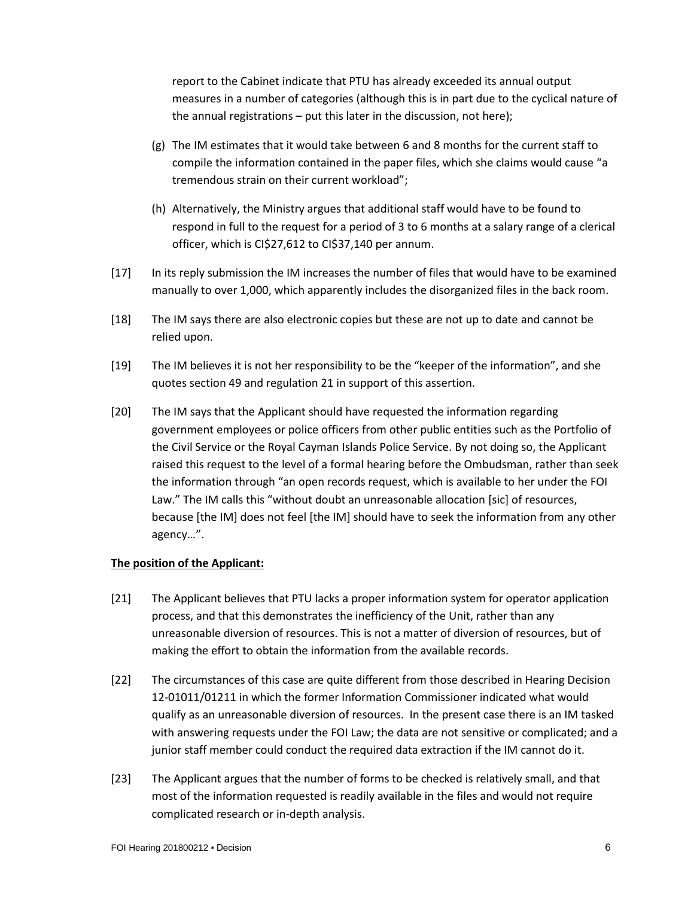report to the Cabinet indicate that PTU has already exceeded its annual output measures in a number of categories (although this is in part due to the cyclical nature of the annual registrations – put this later in the discussion, not here);

(g) The IM estimates that it would take between 6 and 8 months for the current staff to compile the information contained in the paper files, which she claims would cause "a tremendous strain on their current workload";

(h) Alternatively, the Ministry argues that additional staff would have to be found to respond in full to the request for a period of 3 to 6 months at a salary range of a clerical officer, which is CI$27,612 to CI$37,140 per annum.

[17] In its reply submission the IM increases the number of files that would have to be examined manually to over 1,000, which apparently includes the disorganized files in the back room.

[18] The IM says there are also electronic copies but these are not up to date and cannot be relied upon.

[19] The IM believes it is not her responsibility to be the "keeper of the information", and she quotes section 49 and regulation 21 in support of this assertion.

[20] The IM says that the Applicant should have requested the information regarding government employees or police officers from other public entities such as the Portfolio of the Civil Service or the Royal Cayman Islands Police Service. By not doing so, the Applicant raised this request to the level of a formal hearing before the Ombudsman, rather than seek the information through "an open records request, which is available to her under the FOI Law." The IM calls this "without doubt an unreasonable allocation [sic] of resources, because [the IM] does not feel [the IM] should have to seek the information from any other agency…".

**The position of the Applicant:**

[21] The Applicant believes that PTU lacks a proper information system for operator application process, and that this demonstrates the inefficiency of the Unit, rather than any unreasonable diversion of resources. This is not a matter of diversion of resources, but of making the effort to obtain the information from the available records.

[22] The circumstances of this case are quite different from those described in Hearing Decision 12-01011/01211 in which the former Information Commissioner indicated what would qualify as an unreasonable diversion of resources. In the present case there is an IM tasked with answering requests under the FOI Law; the data are not sensitive or complicated; and a junior staff member could conduct the required data extraction if the IM cannot do it.

[23] The Applicant argues that the number of forms to be checked is relatively small, and that most of the information requested is readily available in the files and would not require complicated research or in-depth analysis.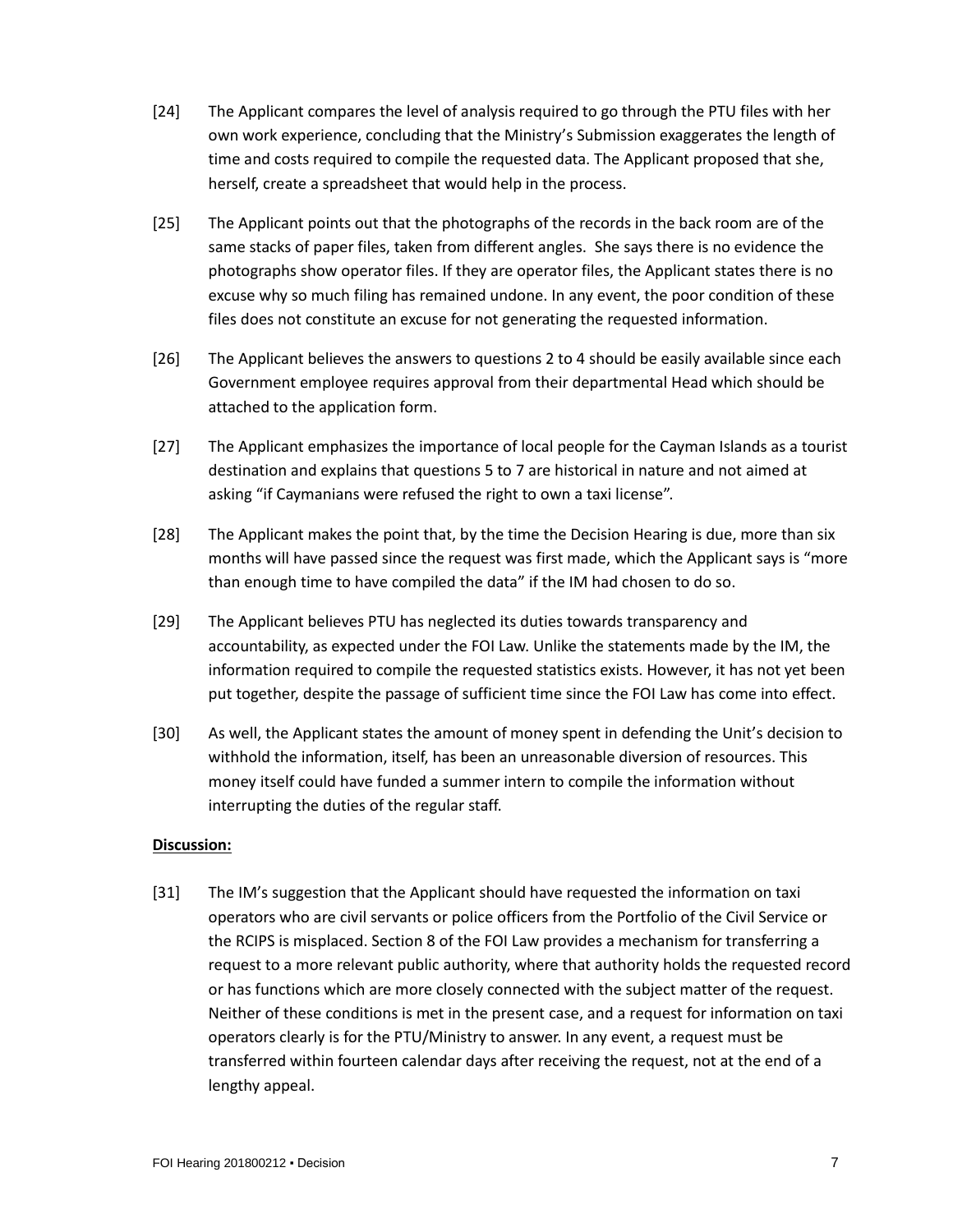[24] The Applicant compares the level of analysis required to go through the PTU files with her own work experience, concluding that the Ministry's Submission exaggerates the length of time and costs required to compile the requested data. The Applicant proposed that she, herself, create a spreadsheet that would help in the process.

[25] The Applicant points out that the photographs of the records in the back room are of the same stacks of paper files, taken from different angles. She says there is no evidence the photographs show operator files. If they are operator files, the Applicant states there is no excuse why so much filing has remained undone. In any event, the poor condition of these files does not constitute an excuse for not generating the requested information.

[26] The Applicant believes the answers to questions 2 to 4 should be easily available since each Government employee requires approval from their departmental Head which should be attached to the application form.

[27] The Applicant emphasizes the importance of local people for the Cayman Islands as a tourist destination and explains that questions 5 to 7 are historical in nature and not aimed at asking "if Caymanians were refused the right to own a taxi license".

[28] The Applicant makes the point that, by the time the Decision Hearing is due, more than six months will have passed since the request was first made, which the Applicant says is "more than enough time to have compiled the data" if the IM had chosen to do so.

[29] The Applicant believes PTU has neglected its duties towards transparency and accountability, as expected under the FOI Law. Unlike the statements made by the IM, the information required to compile the requested statistics exists. However, it has not yet been put together, despite the passage of sufficient time since the FOI Law has come into effect.

[30] As well, the Applicant states the amount of money spent in defending the Unit's decision to withhold the information, itself, has been an unreasonable diversion of resources. This money itself could have funded a summer intern to compile the information without interrupting the duties of the regular staff.

**Discussion:**

[31] The IM's suggestion that the Applicant should have requested the information on taxi operators who are civil servants or police officers from the Portfolio of the Civil Service or the RCIPS is misplaced. Section 8 of the FOI Law provides a mechanism for transferring a request to a more relevant public authority, where that authority holds the requested record or has functions which are more closely connected with the subject matter of the request. Neither of these conditions is met in the present case, and a request for information on taxi operators clearly is for the PTU/Ministry to answer. In any event, a request must be transferred within fourteen calendar days after receiving the request, not at the end of a lengthy appeal.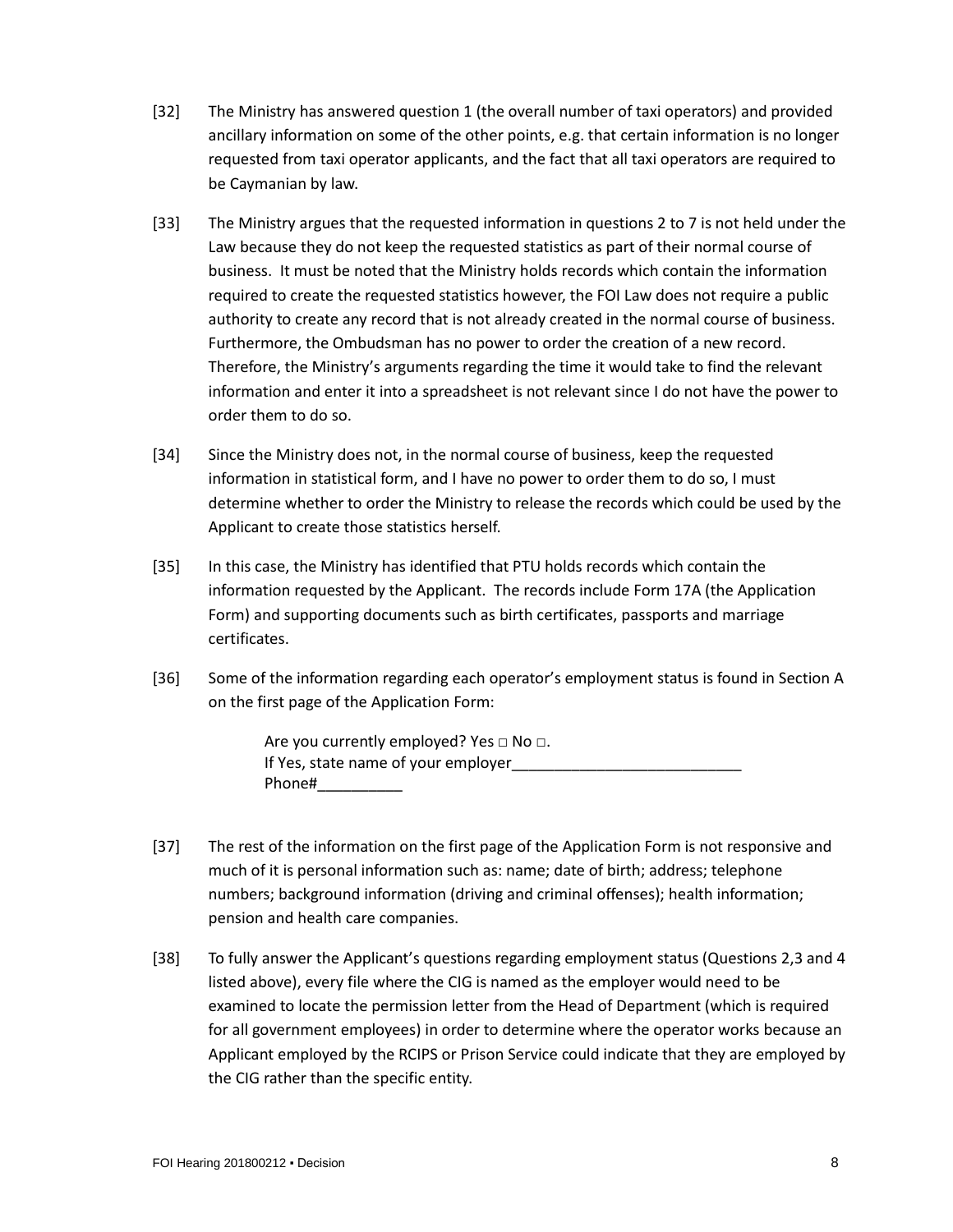[32] The Ministry has answered question 1 (the overall number of taxi operators) and provided ancillary information on some of the other points, e.g. that certain information is no longer requested from taxi operator applicants, and the fact that all taxi operators are required to be Caymanian by law.

[33] The Ministry argues that the requested information in questions 2 to 7 is not held under the Law because they do not keep the requested statistics as part of their normal course of business. It must be noted that the Ministry holds records which contain the information required to create the requested statistics however, the FOI Law does not require a public authority to create any record that is not already created in the normal course of business. Furthermore, the Ombudsman has no power to order the creation of a new record. Therefore, the Ministry's arguments regarding the time it would take to find the relevant information and enter it into a spreadsheet is not relevant since I do not have the power to order them to do so.

[34] Since the Ministry does not, in the normal course of business, keep the requested information in statistical form, and I have no power to order them to do so, I must determine whether to order the Ministry to release the records which could be used by the Applicant to create those statistics herself.

[35] In this case, the Ministry has identified that PTU holds records which contain the information requested by the Applicant. The records include Form 17A (the Application Form) and supporting documents such as birth certificates, passports and marriage certificates.

[36] Some of the information regarding each operator's employment status is found in Section A on the first page of the Application Form:

> Are you currently employed? Yes □ No □.
> If Yes, state name of your employer___________________________
> Phone#__________

[37] The rest of the information on the first page of the Application Form is not responsive and much of it is personal information such as: name; date of birth; address; telephone numbers; background information (driving and criminal offenses); health information; pension and health care companies.

[38] To fully answer the Applicant's questions regarding employment status (Questions 2,3 and 4 listed above), every file where the CIG is named as the employer would need to be examined to locate the permission letter from the Head of Department (which is required for all government employees) in order to determine where the operator works because an Applicant employed by the RCIPS or Prison Service could indicate that they are employed by the CIG rather than the specific entity.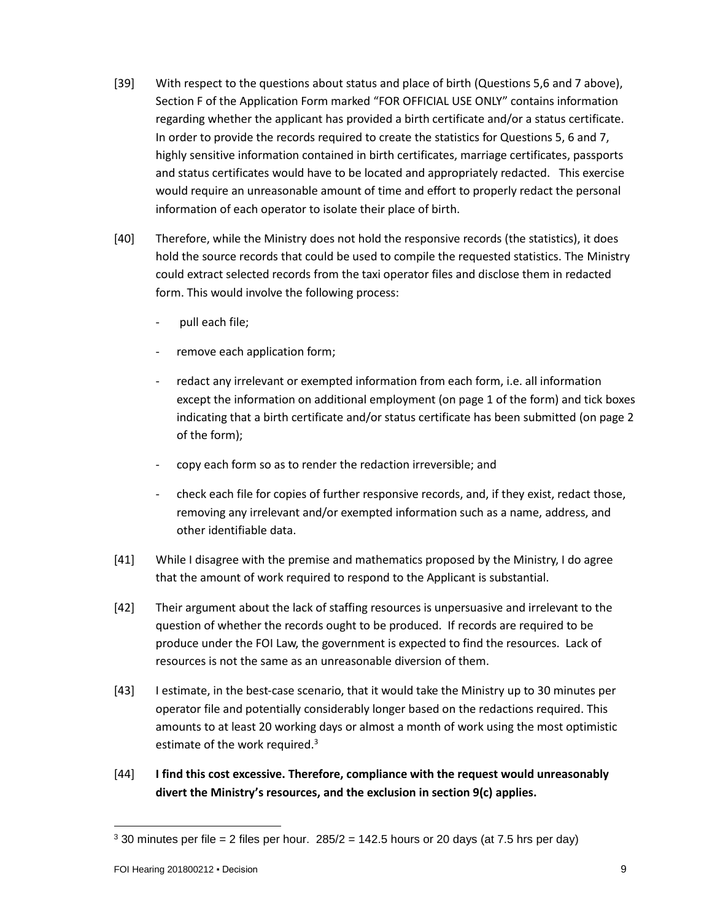[39] With respect to the questions about status and place of birth (Questions 5,6 and 7 above), Section F of the Application Form marked "FOR OFFICIAL USE ONLY" contains information regarding whether the applicant has provided a birth certificate and/or a status certificate. In order to provide the records required to create the statistics for Questions 5, 6 and 7, highly sensitive information contained in birth certificates, marriage certificates, passports and status certificates would have to be located and appropriately redacted. This exercise would require an unreasonable amount of time and effort to properly redact the personal information of each operator to isolate their place of birth.

[40] Therefore, while the Ministry does not hold the responsive records (the statistics), it does hold the source records that could be used to compile the requested statistics. The Ministry could extract selected records from the taxi operator files and disclose them in redacted form. This would involve the following process:

- pull each file;
- remove each application form;
- redact any irrelevant or exempted information from each form, i.e. all information except the information on additional employment (on page 1 of the form) and tick boxes indicating that a birth certificate and/or status certificate has been submitted (on page 2 of the form);
- copy each form so as to render the redaction irreversible; and
- check each file for copies of further responsive records, and, if they exist, redact those, removing any irrelevant and/or exempted information such as a name, address, and other identifiable data.

[41] While I disagree with the premise and mathematics proposed by the Ministry, I do agree that the amount of work required to respond to the Applicant is substantial.

[42] Their argument about the lack of staffing resources is unpersuasive and irrelevant to the question of whether the records ought to be produced. If records are required to be produce under the FOI Law, the government is expected to find the resources. Lack of resources is not the same as an unreasonable diversion of them.

[43] I estimate, in the best-case scenario, that it would take the Ministry up to 30 minutes per operator file and potentially considerably longer based on the redactions required. This amounts to at least 20 working days or almost a month of work using the most optimistic estimate of the work required.[3]

[44] **I find this cost excessive. Therefore, compliance with the request would unreasonably divert the Ministry's resources, and the exclusion in section 9(c) applies.**

---

[3] 30 minutes per file = 2 files per hour. 285/2 = 142.5 hours or 20 days (at 7.5 hrs per day)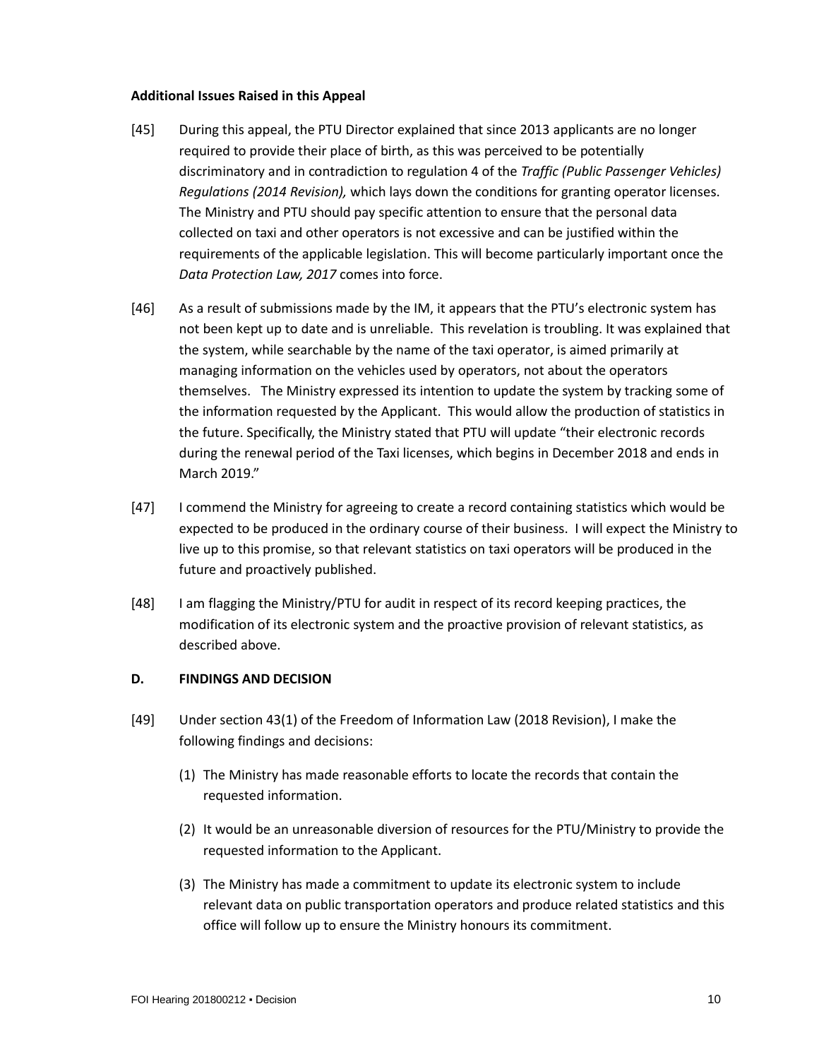**Additional Issues Raised in this Appeal**

[45] During this appeal, the PTU Director explained that since 2013 applicants are no longer required to provide their place of birth, as this was perceived to be potentially discriminatory and in contradiction to regulation 4 of the *Traffic (Public Passenger Vehicles) Regulations (2014 Revision),* which lays down the conditions for granting operator licenses. The Ministry and PTU should pay specific attention to ensure that the personal data collected on taxi and other operators is not excessive and can be justified within the requirements of the applicable legislation. This will become particularly important once the *Data Protection Law, 2017* comes into force.

[46] As a result of submissions made by the IM, it appears that the PTU's electronic system has not been kept up to date and is unreliable. This revelation is troubling. It was explained that the system, while searchable by the name of the taxi operator, is aimed primarily at managing information on the vehicles used by operators, not about the operators themselves. The Ministry expressed its intention to update the system by tracking some of the information requested by the Applicant. This would allow the production of statistics in the future. Specifically, the Ministry stated that PTU will update "their electronic records during the renewal period of the Taxi licenses, which begins in December 2018 and ends in March 2019."

[47] I commend the Ministry for agreeing to create a record containing statistics which would be expected to be produced in the ordinary course of their business. I will expect the Ministry to live up to this promise, so that relevant statistics on taxi operators will be produced in the future and proactively published.

[48] I am flagging the Ministry/PTU for audit in respect of its record keeping practices, the modification of its electronic system and the proactive provision of relevant statistics, as described above.

## D. FINDINGS AND DECISION

[49] Under section 43(1) of the Freedom of Information Law (2018 Revision), I make the following findings and decisions:

(1) The Ministry has made reasonable efforts to locate the records that contain the requested information.

(2) It would be an unreasonable diversion of resources for the PTU/Ministry to provide the requested information to the Applicant.

(3) The Ministry has made a commitment to update its electronic system to include relevant data on public transportation operators and produce related statistics and this office will follow up to ensure the Ministry honours its commitment.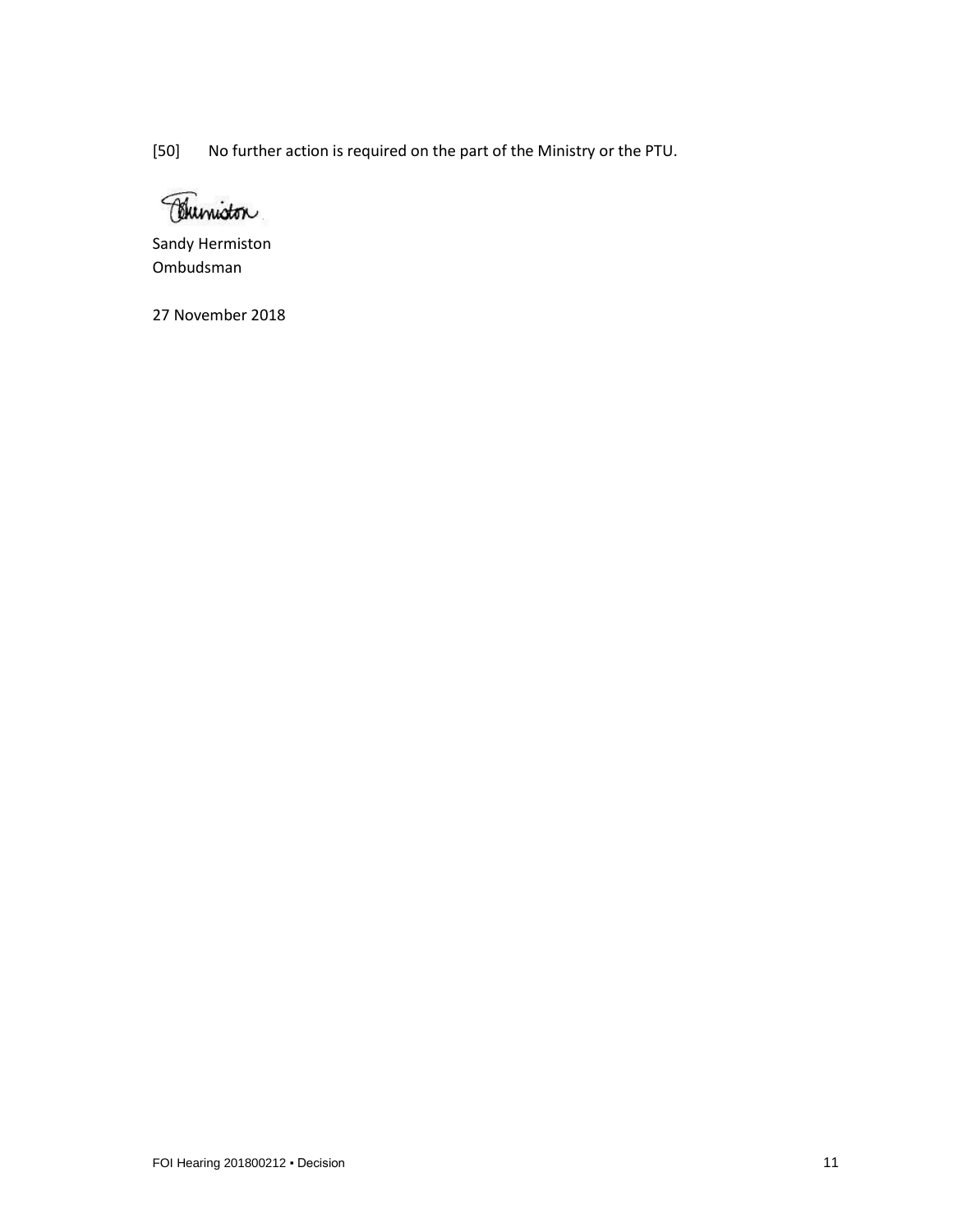[50] No further action is required on the part of the Ministry or the PTU.

Sandy Hermiston
Ombudsman

27 November 2018